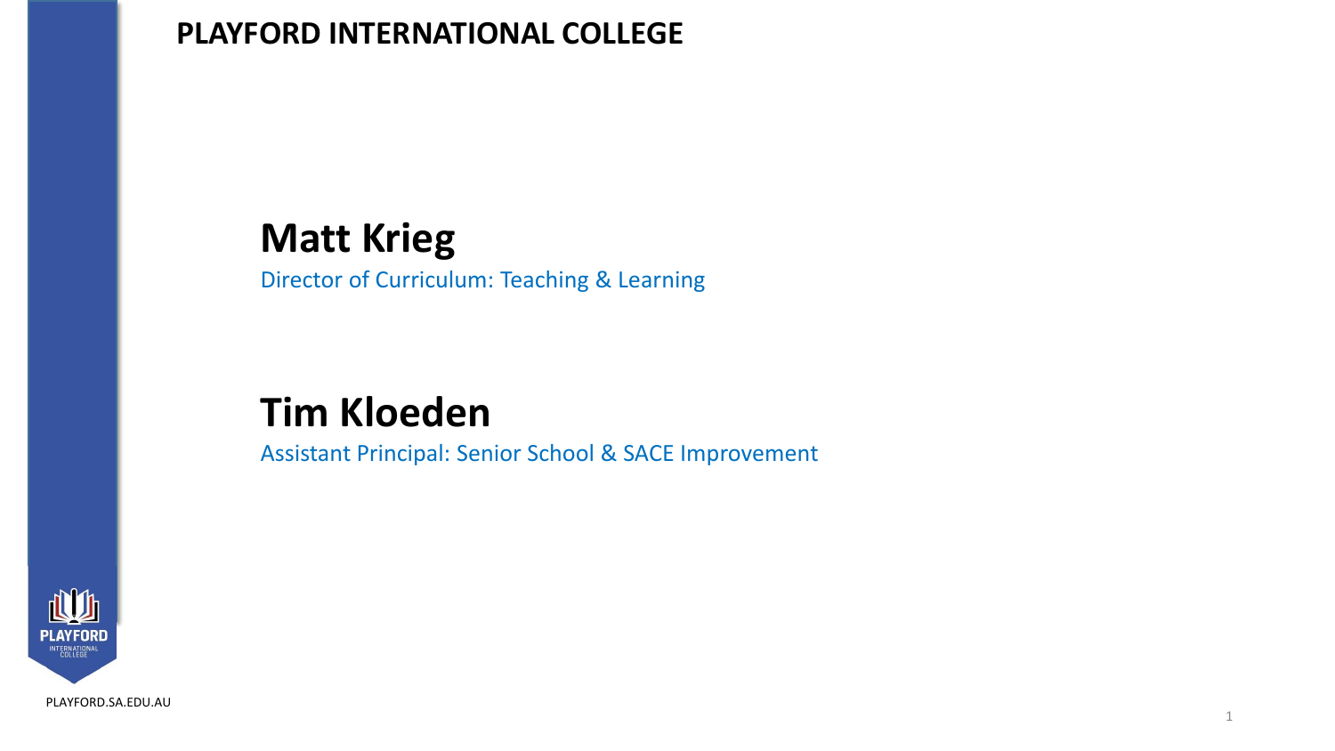**PLAYFORD INTERNATIONAL COLLEGE**

## Matt Krieg

Director of Curriculum: Teaching & Learning

## Tim Kloeden

Assistant Principal: Senior School & SACE Improvement

PLAYFORD.SA.EDU.AU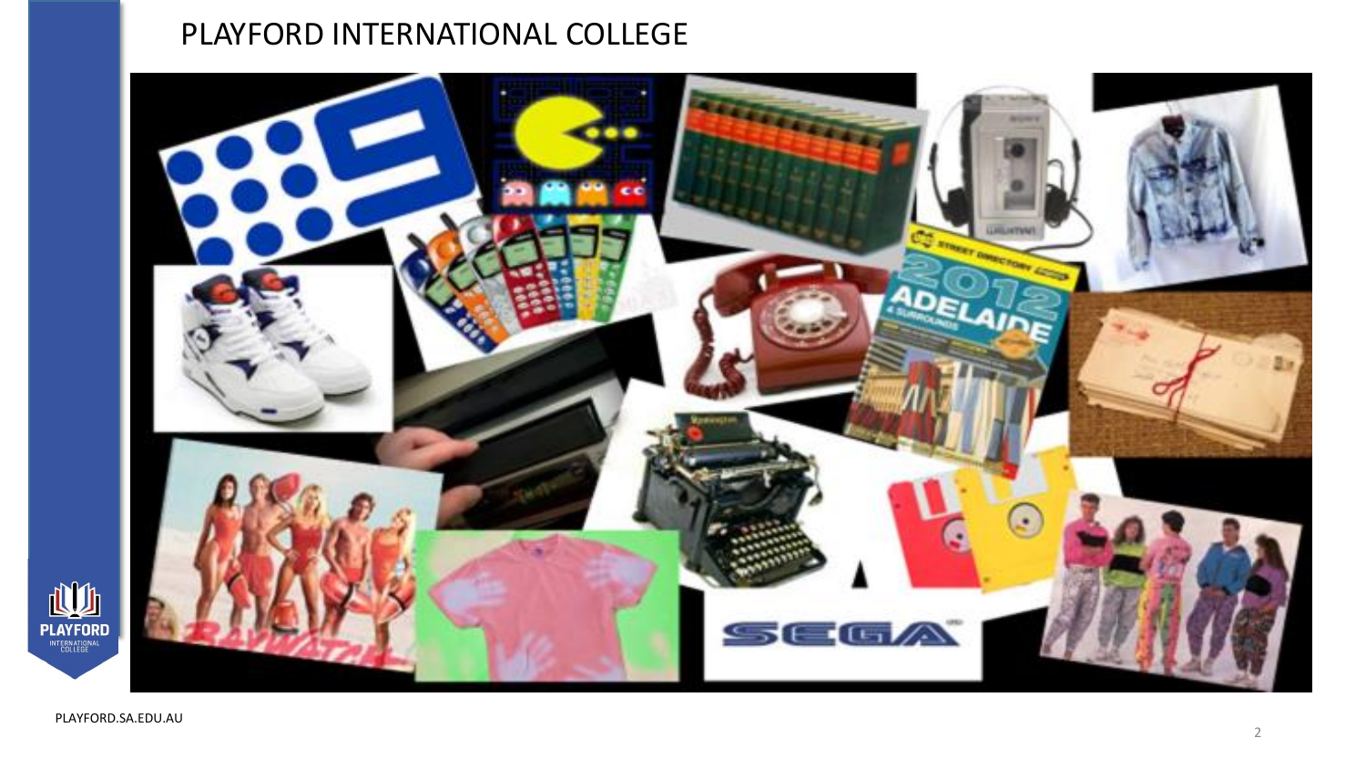# PLAYFORD INTERNATIONAL COLLEGE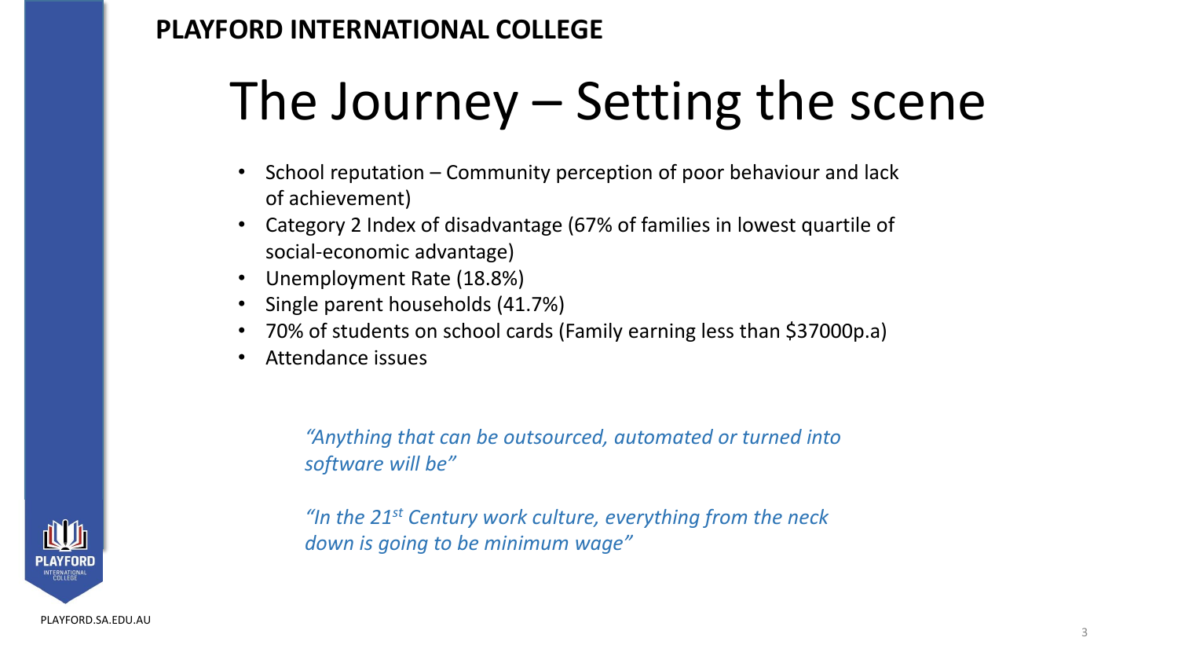**PLAYFORD INTERNATIONAL COLLEGE**

# The Journey – Setting the scene

- School reputation – Community perception of poor behaviour and lack of achievement)
- Category 2 Index of disadvantage (67% of families in lowest quartile of social-economic advantage)
- Unemployment Rate (18.8%)
- Single parent households (41.7%)
- 70% of students on school cards (Family earning less than $37000p.a)
- Attendance issues

*"Anything that can be outsourced, automated or turned into software will be"*

*"In the 21st Century work culture, everything from the neck down is going to be minimum wage"*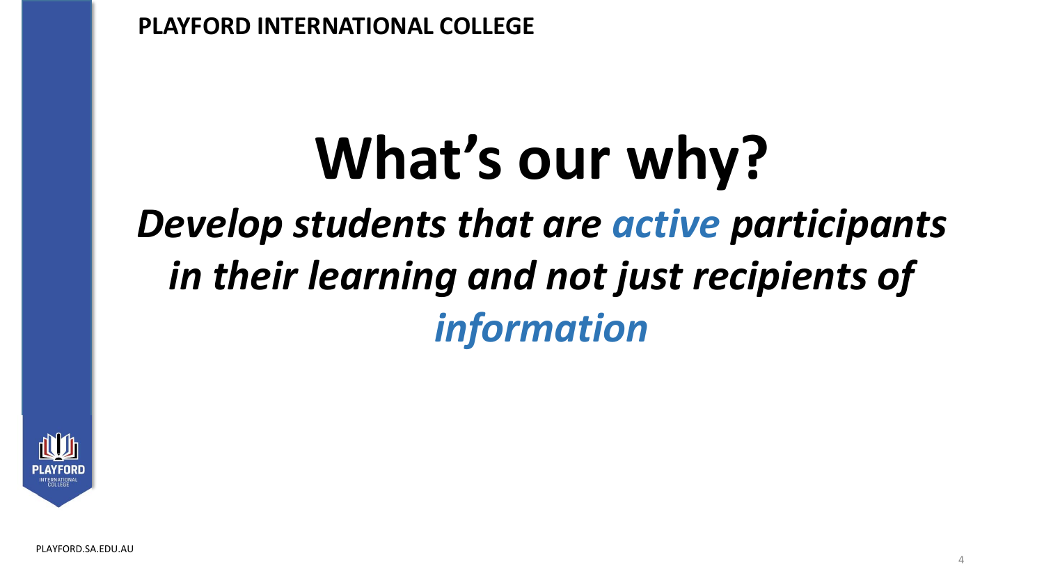# What's our why?

***Develop students that are active participants in their learning and not just recipients of information***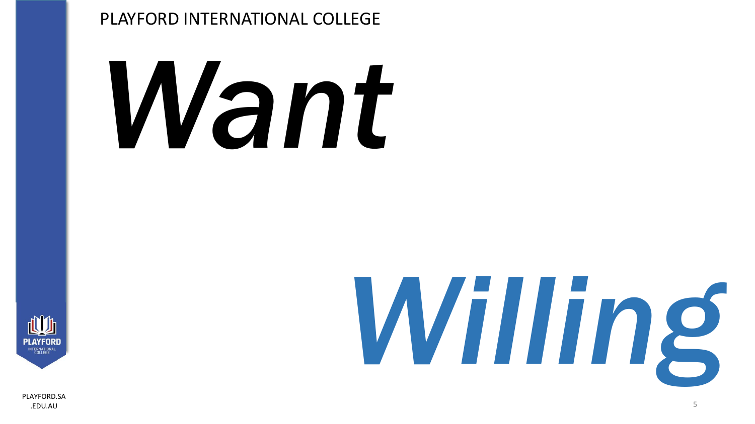***Want***

***Willing***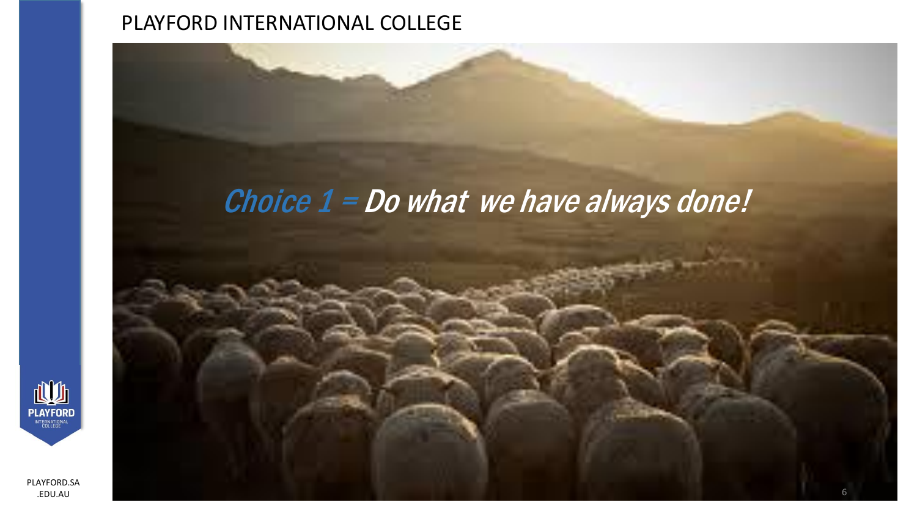# *Choice 1 =* ***Do what we have always done!***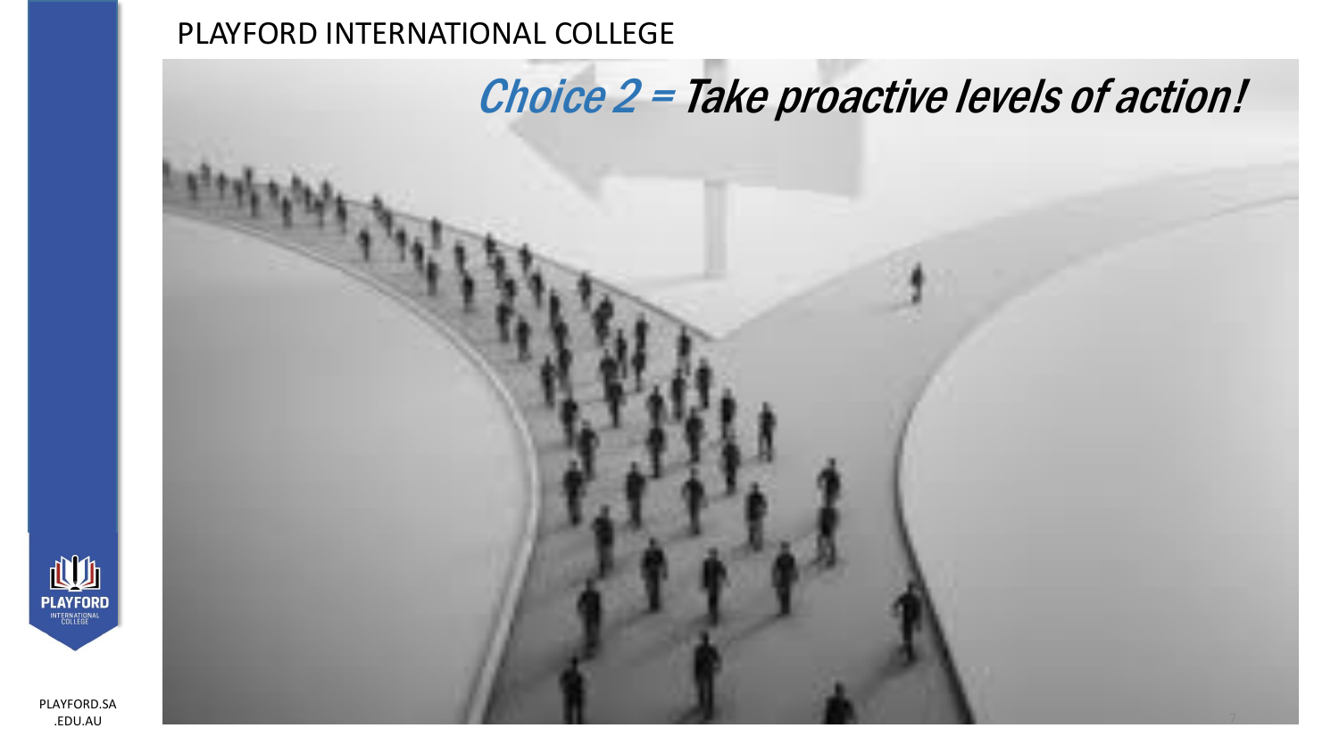# *Choice 2 = Take proactive levels of action!*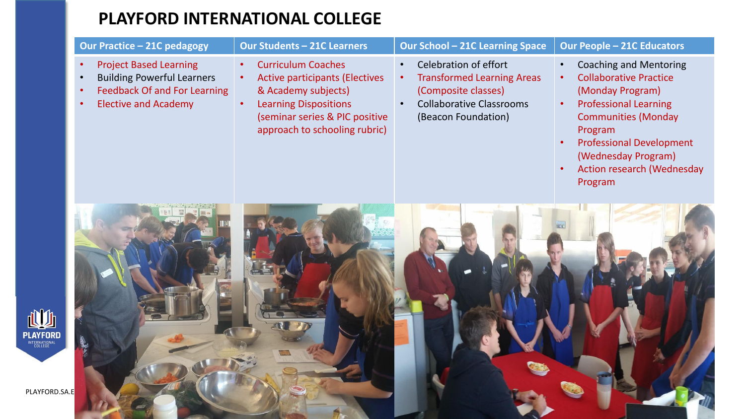# PLAYFORD INTERNATIONAL COLLEGE

| Our Practice – 21C pedagogy | Our Students – 21C Learners | Our School – 21C Learning Space | Our People – 21C Educators |
|---|---|---|---|
| • Project Based Learning<br>• Building Powerful Learners<br>• Feedback Of and For Learning<br>• Elective and Academy | • Curriculum Coaches<br>• Active participants (Electives & Academy subjects)<br>• Learning Dispositions (seminar series & PIC positive approach to schooling rubric) | • Celebration of effort<br>• Transformed Learning Areas (Composite classes)<br>• Collaborative Classrooms (Beacon Foundation) | • Coaching and Mentoring<br>• Collaborative Practice (Monday Program)<br>• Professional Learning Communities (Monday Program<br>• Professional Development (Wednesday Program)<br>• Action research (Wednesday Program |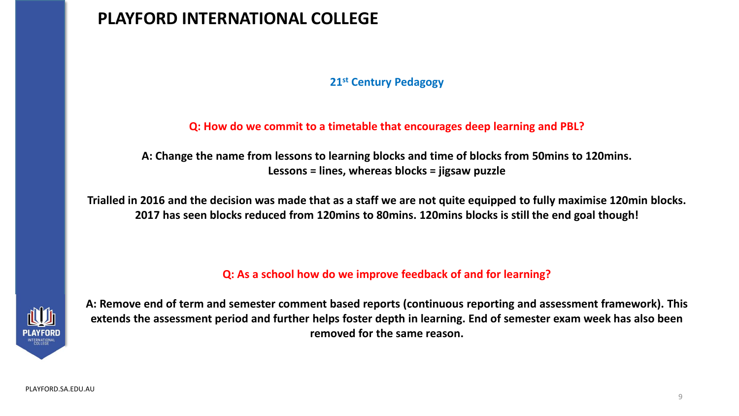# PLAYFORD INTERNATIONAL COLLEGE

## 21st Century Pedagogy

**Q: How do we commit to a timetable that encourages deep learning and PBL?**

**A: Change the name from lessons to learning blocks and time of blocks from 50mins to 120mins.**
**Lessons = lines, whereas blocks = jigsaw puzzle**

**Trialled in 2016 and the decision was made that as a staff we are not quite equipped to fully maximise 120min blocks. 2017 has seen blocks reduced from 120mins to 80mins. 120mins blocks is still the end goal though!**

**Q: As a school how do we improve feedback of and for learning?**

**A: Remove end of term and semester comment based reports (continuous reporting and assessment framework). This extends the assessment period and further helps foster depth in learning. End of semester exam week has also been removed for the same reason.**

PLAYFORD.SA.EDU.AU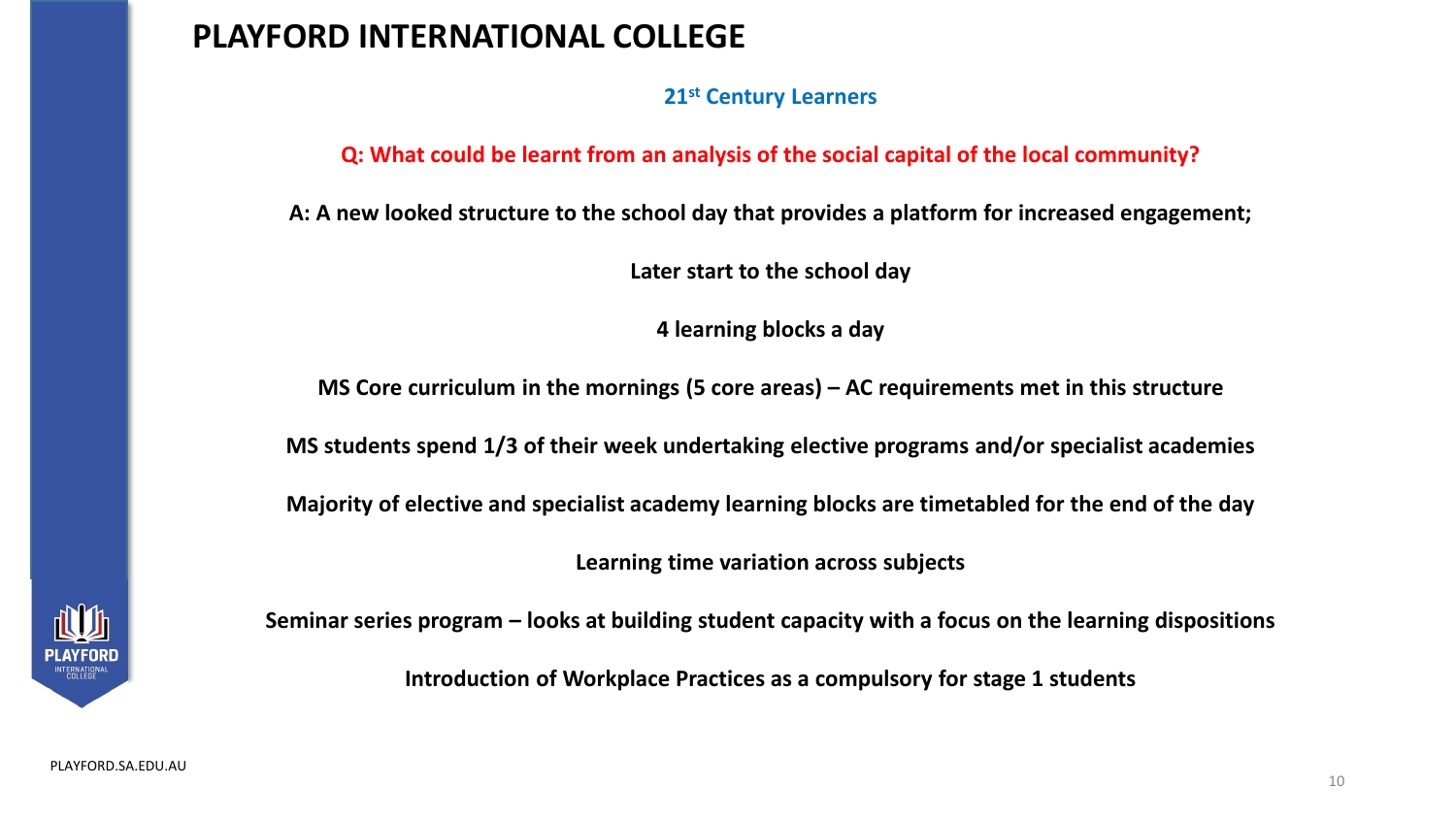# PLAYFORD INTERNATIONAL COLLEGE

## 21st Century Learners

**Q: What could be learnt from an analysis of the social capital of the local community?**

**A: A new looked structure to the school day that provides a platform for increased engagement;**

**Later start to the school day**

**4 learning blocks a day**

**MS Core curriculum in the mornings (5 core areas) – AC requirements met in this structure**

**MS students spend 1/3 of their week undertaking elective programs and/or specialist academies**

**Majority of elective and specialist academy learning blocks are timetabled for the end of the day**

**Learning time variation across subjects**

**Seminar series program – looks at building student capacity with a focus on the learning dispositions**

**Introduction of Workplace Practices as a compulsory for stage 1 students**

PLAYFORD.SA.EDU.AU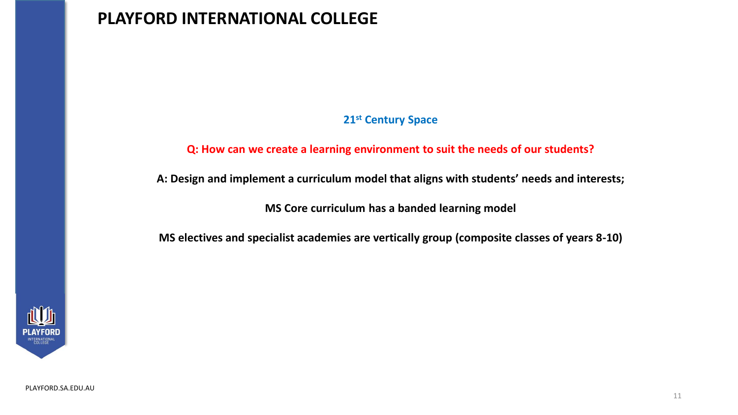# PLAYFORD INTERNATIONAL COLLEGE

**21st Century Space**

**Q: How can we create a learning environment to suit the needs of our students?**

**A: Design and implement a curriculum model that aligns with students' needs and interests;**

**MS Core curriculum has a banded learning model**

**MS electives and specialist academies are vertically group (composite classes of years 8-10)**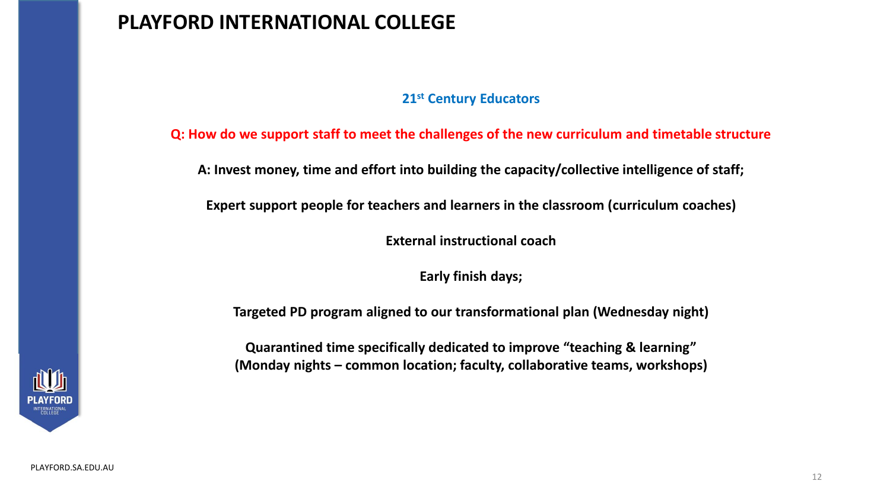# PLAYFORD INTERNATIONAL COLLEGE

## 21st Century Educators

**Q: How do we support staff to meet the challenges of the new curriculum and timetable structure**

**A: Invest money, time and effort into building the capacity/collective intelligence of staff;**

**Expert support people for teachers and learners in the classroom (curriculum coaches)**

**External instructional coach**

**Early finish days;**

**Targeted PD program aligned to our transformational plan (Wednesday night)**

**Quarantined time specifically dedicated to improve "teaching & learning"**
**(Monday nights – common location; faculty, collaborative teams, workshops)**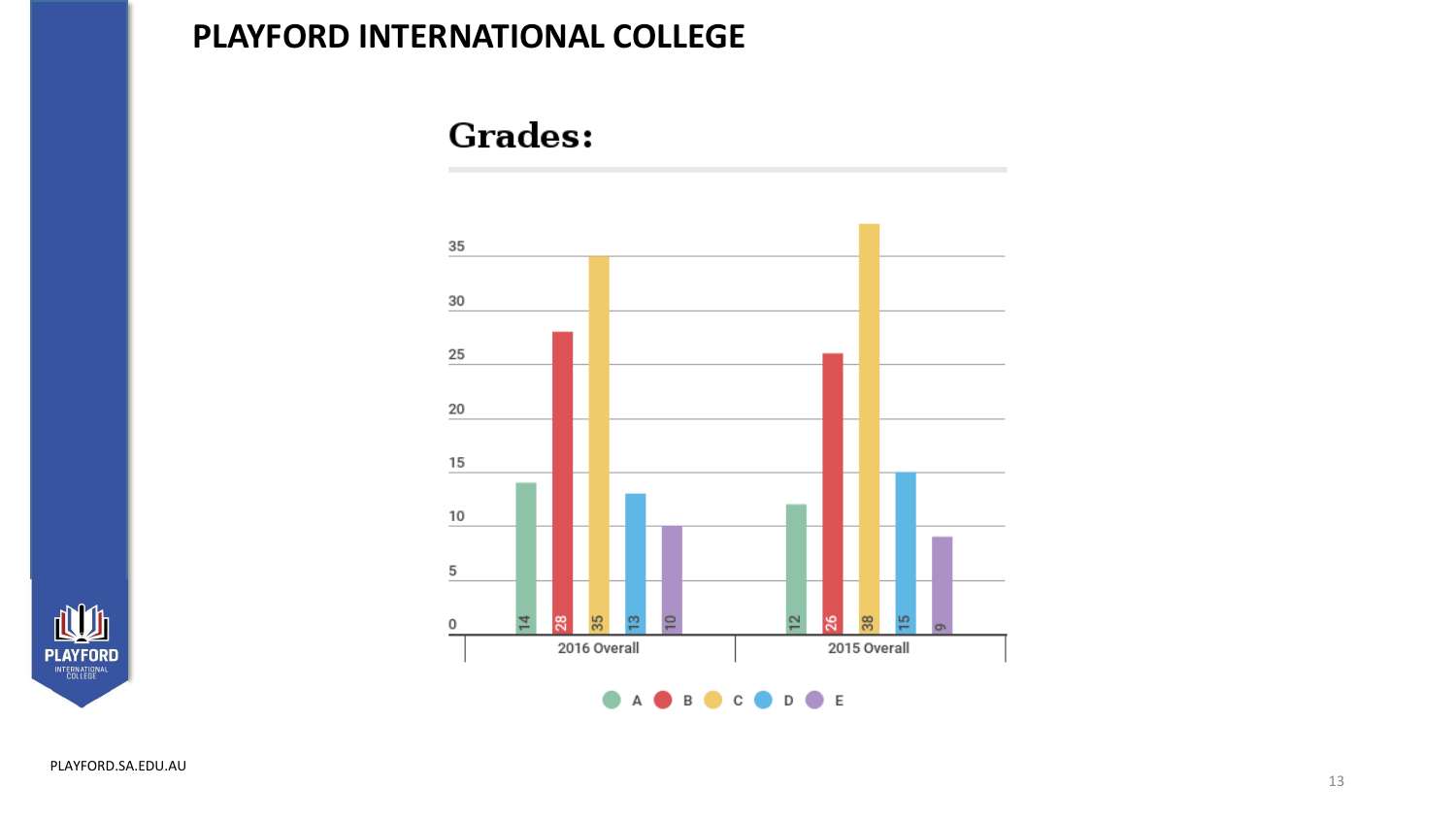# PLAYFORD INTERNATIONAL COLLEGE

## Grades:

35
30
25
20
15
10
5
0

14 28 35 13 10

12 26 38 15 9

2016 Overall
2015 Overall

A B C D E

PLAYFORD.SA.EDU.AU